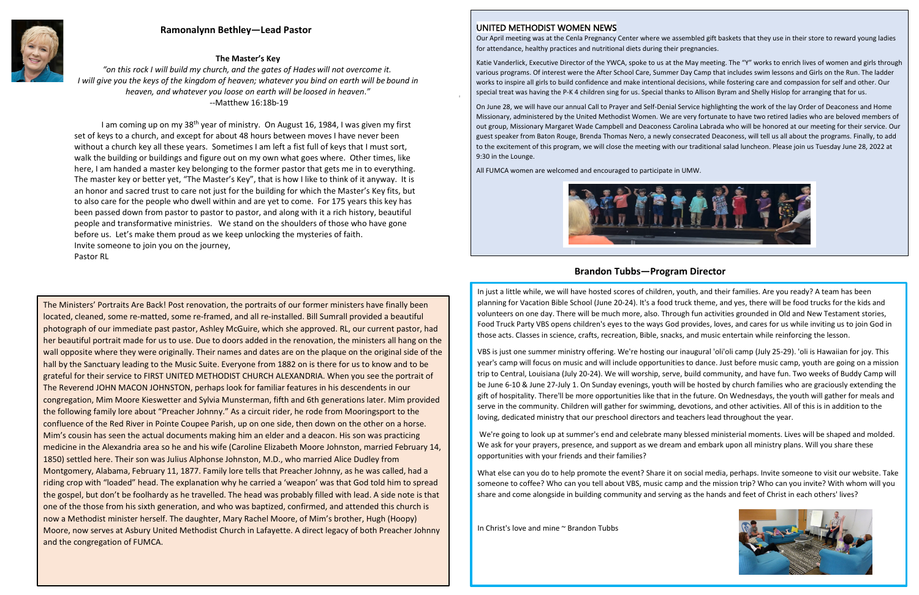## Ramonalynn Bethley—Lead Pastor

### The Master's Key

*"on this rock I will build my church, and the gates of Hades will not overcome it. I will give you the keys of the kingdom of heaven; whatever you bind on earth will be bound in heaven, and whatever you loose on earth will be loosed in heaven."*
--Matthew 16:18b-19

I am coming up on my 38th year of ministry. On August 16, 1984, I was given my first set of keys to a church, and except for about 48 hours between moves I have never been without a church key all these years. Sometimes I am left a fist full of keys that I must sort, walk the building or buildings and figure out on my own what goes where. Other times, like here, I am handed a master key belonging to the former pastor that gets me in to everything. The master key or better yet, "The Master's Key", that is how I like to think of it anyway. It is an honor and sacred trust to care not just for the building for which the Master's Key fits, but to also care for the people who dwell within and are yet to come. For 175 years this key has been passed down from pastor to pastor, and along with it a rich history, beautiful people and transformative ministries. We stand on the shoulders of those who have gone before us. Let's make them proud as we keep unlocking the mysteries of faith.
Invite someone to join you on the journey,
Pastor RL

The Ministers' Portraits Are Back! Post renovation, the portraits of our former ministers have finally been located, cleaned, some re-matted, some re-framed, and all re-installed. Bill Sumrall provided a beautiful photograph of our immediate past pastor, Ashley McGuire, which she approved. RL, our current pastor, had her beautiful portrait made for us to use. Due to doors added in the renovation, the ministers all hang on the wall opposite where they were originally. Their names and dates are on the plaque on the original side of the hall by the Sanctuary leading to the Music Suite. Everyone from 1882 on is there for us to know and to be grateful for their service to FIRST UNITED METHODIST CHURCH ALEXANDRIA. When you see the portrait of The Reverend JOHN MACON JOHNSTON, perhaps look for familiar features in his descendents in our congregation, Mim Moore Kieswetter and Sylvia Munsterman, fifth and 6th generations later. Mim provided the following family lore about "Preacher Johnny." As a circuit rider, he rode from Mooringsport to the confluence of the Red River in Pointe Coupee Parish, up on one side, then down on the other on a horse. Mim's cousin has seen the actual documents making him an elder and a deacon. His son was practicing medicine in the Alexandria area so he and his wife (Caroline Elizabeth Moore Johnston, married February 14, 1850) settled here. Their son was Julius Alphonse Johnston, M.D., who married Alice Dudley from Montgomery, Alabama, February 11, 1877. Family lore tells that Preacher Johnny, as he was called, had a riding crop with "loaded" head. The explanation why he carried a 'weapon' was that God told him to spread the gospel, but don't be foolhardy as he travelled. The head was probably filled with lead. A side note is that one of the those from his sixth generation, and who was baptized, confirmed, and attended this church is now a Methodist minister herself. The daughter, Mary Rachel Moore, of Mim's brother, Hugh (Hoopy) Moore, now serves at Asbury United Methodist Church in Lafayette. A direct legacy of both Preacher Johnny and the congregation of FUMCA.

## UNITED METHODIST WOMEN NEWS

Our April meeting was at the Cenla Pregnancy Center where we assembled gift baskets that they use in their store to reward young ladies for attendance, healthy practices and nutritional diets during their pregnancies.

Katie Vanderlick, Executive Director of the YWCA, spoke to us at the May meeting. The "Y" works to enrich lives of women and girls through various programs. Of interest were the After School Care, Summer Day Camp that includes swim lessons and Girls on the Run. The ladder works to inspire all girls to build confidence and make intentional decisions, while fostering care and compassion for self and other. Our special treat was having the P-K 4 children sing for us. Special thanks to Allison Byram and Shelly Hislop for arranging that for us.

On June 28, we will have our annual Call to Prayer and Self-Denial Service highlighting the work of the lay Order of Deaconess and Home Missionary, administered by the United Methodist Women. We are very fortunate to have two retired ladies who are beloved members of out group, Missionary Margaret Wade Campbell and Deaconess Carolina Labrada who will be honored at our meeting for their service. Our guest speaker from Baton Rouge, Brenda Thomas Nero, a newly consecrated Deaconess, will tell us all about the programs. Finally, to add to the excitement of this program, we will close the meeting with our traditional salad luncheon. Please join us Tuesday June 28, 2022 at 9:30 in the Lounge.

All FUMCA women are welcomed and encouraged to participate in UMW.

## Brandon Tubbs—Program Director

In just a little while, we will have hosted scores of children, youth, and their families. Are you ready? A team has been planning for Vacation Bible School (June 20-24). It's a food truck theme, and yes, there will be food trucks for the kids and volunteers on one day. There will be much more, also. Through fun activities grounded in Old and New Testament stories, Food Truck Party VBS opens children's eyes to the ways God provides, loves, and cares for us while inviting us to join God in those acts. Classes in science, crafts, recreation, Bible, snacks, and music entertain while reinforcing the lesson.

VBS is just one summer ministry offering. We're hosting our inaugural 'oli'oli camp (July 25-29). 'oli is Hawaiian for joy. This year's camp will focus on music and will include opportunities to dance. Just before music camp, youth are going on a mission trip to Central, Louisiana (July 20-24). We will worship, serve, build community, and have fun. Two weeks of Buddy Camp will be June 6-10 & June 27-July 1. On Sunday evenings, youth will be hosted by church families who are graciously extending the gift of hospitality. There'll be more opportunities like that in the future. On Wednesdays, the youth will gather for meals and serve in the community. Children will gather for swimming, devotions, and other activities. All of this is in addition to the loving, dedicated ministry that our preschool directors and teachers lead throughout the year.

We're going to look up at summer's end and celebrate many blessed ministerial moments. Lives will be shaped and molded. We ask for your prayers, presence, and support as we dream and embark upon all ministry plans. Will you share these opportunities with your friends and their families?

What else can you do to help promote the event? Share it on social media, perhaps. Invite someone to visit our website. Take someone to coffee? Who can you tell about VBS, music camp and the mission trip? Who can you invite? With whom will you share and come alongside in building community and serving as the hands and feet of Christ in each others' lives?

In Christ's love and mine ~ Brandon Tubbs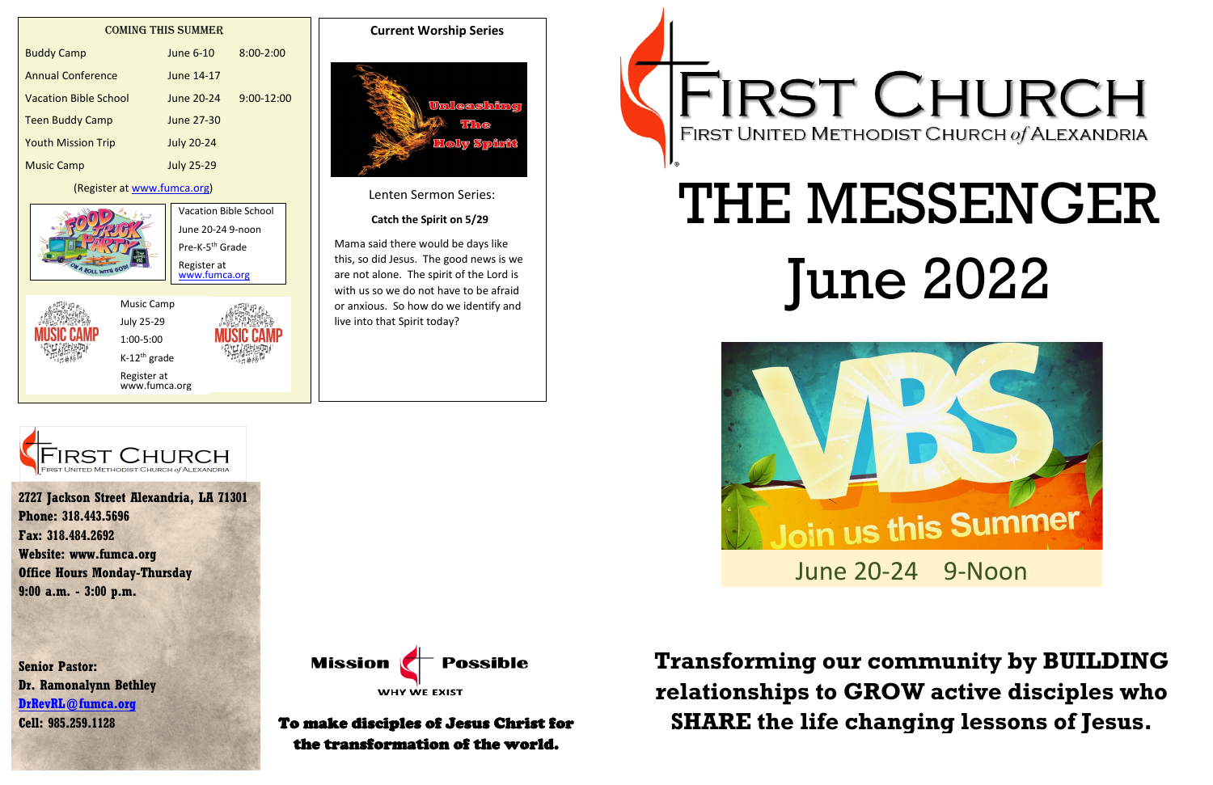## COMING THIS SUMMER

| | | |
|---|---|---|
| Buddy Camp | June 6-10 | 8:00-2:00 |
| Annual Conference | June 14-17 | |
| Vacation Bible School | June 20-24 | 9:00-12:00 |
| Teen Buddy Camp | June 27-30 | |
| Youth Mission Trip | July 20-24 | |
| Music Camp | July 25-29 | |

(Register at www.fumca.org)

Vacation Bible School
June 20-24 9-noon
Pre-K-5th Grade
Register at www.fumca.org

Music Camp
July 25-29
1:00-5:00
K-12th grade
Register at www.fumca.org

**Current Worship Series**

Unleashing The Holy Spirit

Lenten Sermon Series:

**Catch the Spirit on 5/29**

Mama said there would be days like this, so did Jesus. The good news is we are not alone. The spirit of the Lord is with us so we do not have to be afraid or anxious. So how do we identify and live into that Spirit today?

# FIRST CHURCH
FIRST UNITED METHODIST CHURCH of ALEXANDRIA

# THE MESSENGER
# June 2022

VBS
Join us this Summer
June 20-24 9-Noon

**Transforming our community by BUILDING relationships to GROW active disciples who SHARE the life changing lessons of Jesus.**

FIRST CHURCH
FIRST UNITED METHODIST CHURCH of ALEXANDRIA

**2727 Jackson Street Alexandria, LA 71301**
**Phone: 318.443.5696**
**Fax: 318.484.2692**
**Website: www.fumca.org**
**Office Hours Monday-Thursday**
**9:00 a.m. - 3:00 p.m.**

**Senior Pastor:**
**Dr. Ramonalynn Bethley**
**DrRevRL@fumca.org**
**Cell: 985.259.1128**

Mission Possible
WHY WE EXIST

**To make disciples of Jesus Christ for the transformation of the world.**